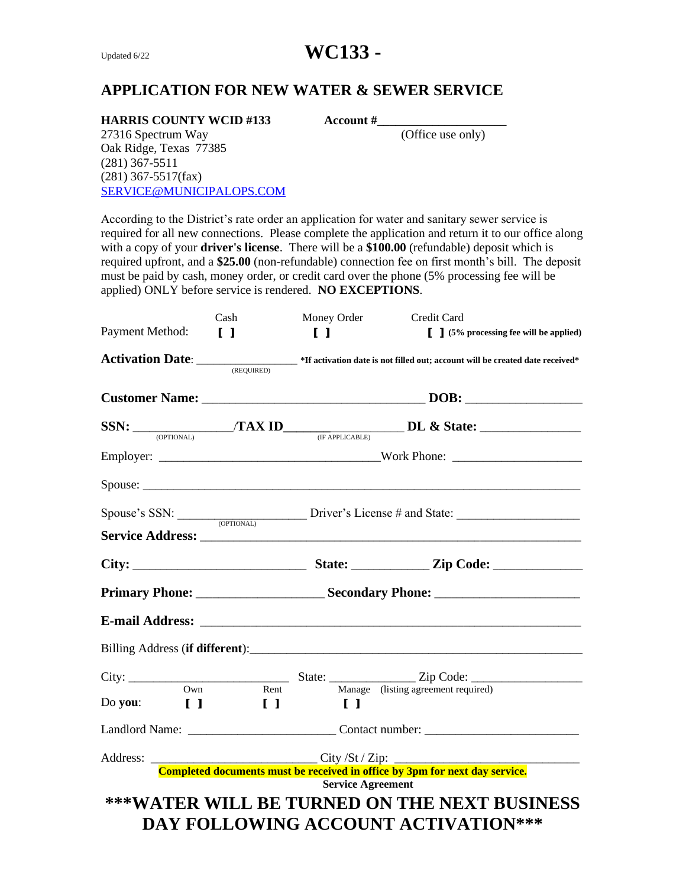Updated 6/22

# WC133 -

## APPLICATION FOR NEW WATER & SEWER SERVICE

**HARRIS COUNTY WCID #133**
27316 Spectrum Way
Oak Ridge, Texas 77385
(281) 367-5511
(281) 367-5517(fax)
SERVICE@MUNICIPALOPS.COM

**Account #**____________________
(Office use only)

According to the District's rate order an application for water and sanitary sewer service is required for all new connections. Please complete the application and return it to our office along with a copy of your **driver's license**. There will be a **$100.00** (refundable) deposit which is required upfront, and a **$25.00** (non-refundable) connection fee on first month's bill. The deposit must be paid by cash, money order, or credit card over the phone (5% processing fee will be applied) ONLY before service is rendered. **NO EXCEPTIONS**.

Payment Method: Cash [ ] Money Order [ ] Credit Card [ ] **(5% processing fee will be applied)**

**Activation Date**: ________________ (REQUIRED) ***If activation date is not filled out; account will be created date received***

**Customer Name:** ________________________________ **DOB:** ________________

**SSN:** ______________ (OPTIONAL) **/TAX ID**________________ (IF APPLICABLE) **DL & State:** ______________

Employer: ________________________________ Work Phone: ____________________

Spouse: ____________________________________________________________

Spouse's SSN: __________________ (OPTIONAL) Driver's License # and State: __________________

**Service Address:** _______________________________________________________

**City:** ________________________ **State:** ___________ **Zip Code:** ____________

**Primary Phone:** __________________ **Secondary Phone:** ____________________

**E-mail Address:** ________________________________________________________

Billing Address (**if different**):___________________________________________________

City: _________________________ State: _____________ Zip Code: _________________

Do **you**: Own [ ] Rent [ ] Manage [ ] (listing agreement required)

Landlord Name: ______________________ Contact number: _______________________

Address: __________________________ City /St / Zip: ____________________________

**Completed documents must be received in office by 3pm for next day service.**

**Service Agreement**

**\*\*\*WATER WILL BE TURNED ON THE NEXT BUSINESS DAY FOLLOWING ACCOUNT ACTIVATION\*\*\***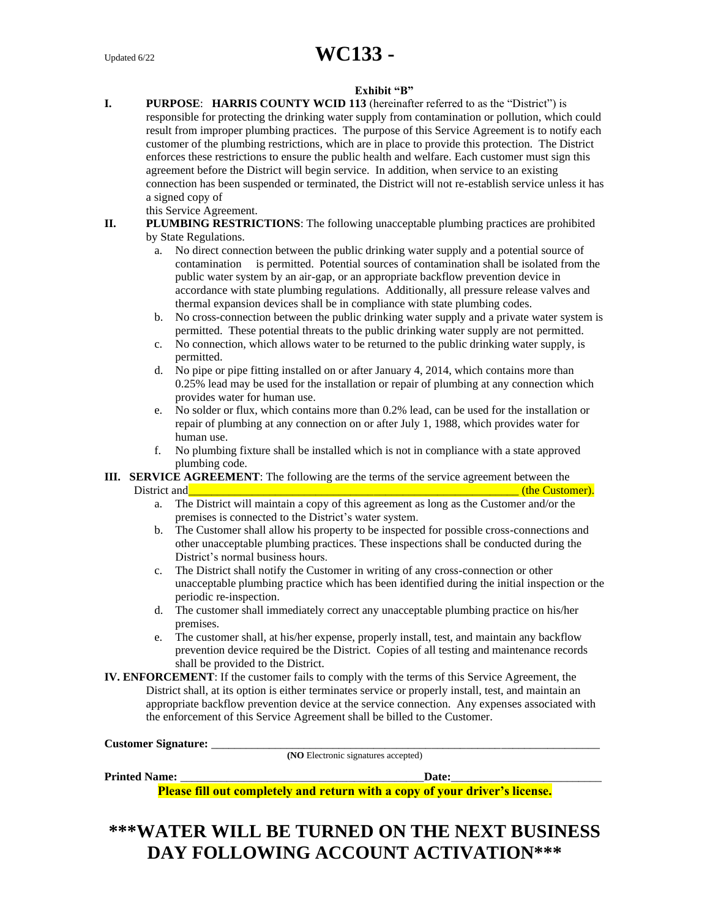Updated 6/22

# WC133 -

**Exhibit "B"**

**I. PURPOSE**: **HARRIS COUNTY WCID 113** (hereinafter referred to as the "District") is responsible for protecting the drinking water supply from contamination or pollution, which could result from improper plumbing practices. The purpose of this Service Agreement is to notify each customer of the plumbing restrictions, which are in place to provide this protection. The District enforces these restrictions to ensure the public health and welfare. Each customer must sign this agreement before the District will begin service. In addition, when service to an existing connection has been suspended or terminated, the District will not re-establish service unless it has a signed copy of this Service Agreement.

**II. PLUMBING RESTRICTIONS**: The following unacceptable plumbing practices are prohibited by State Regulations.

a. No direct connection between the public drinking water supply and a potential source of contamination is permitted. Potential sources of contamination shall be isolated from the public water system by an air-gap, or an appropriate backflow prevention device in accordance with state plumbing regulations. Additionally, all pressure release valves and thermal expansion devices shall be in compliance with state plumbing codes.

b. No cross-connection between the public drinking water supply and a private water system is permitted. These potential threats to the public drinking water supply are not permitted.

c. No connection, which allows water to be returned to the public drinking water supply, is permitted.

d. No pipe or pipe fitting installed on or after January 4, 2014, which contains more than 0.25% lead may be used for the installation or repair of plumbing at any connection which provides water for human use.

e. No solder or flux, which contains more than 0.2% lead, can be used for the installation or repair of plumbing at any connection on or after July 1, 1988, which provides water for human use.

f. No plumbing fixture shall be installed which is not in compliance with a state approved plumbing code.

**III. SERVICE AGREEMENT**: The following are the terms of the service agreement between the District and_______________________________________________________ (the Customer).

a. The District will maintain a copy of this agreement as long as the Customer and/or the premises is connected to the District's water system.

b. The Customer shall allow his property to be inspected for possible cross-connections and other unacceptable plumbing practices. These inspections shall be conducted during the District's normal business hours.

c. The District shall notify the Customer in writing of any cross-connection or other unacceptable plumbing practice which has been identified during the initial inspection or the periodic re-inspection.

d. The customer shall immediately correct any unacceptable plumbing practice on his/her premises.

e. The customer shall, at his/her expense, properly install, test, and maintain any backflow prevention device required be the District. Copies of all testing and maintenance records shall be provided to the District.

**IV. ENFORCEMENT**: If the customer fails to comply with the terms of this Service Agreement, the District shall, at its option is either terminates service or properly install, test, and maintain an appropriate backflow prevention device at the service connection. Any expenses associated with the enforcement of this Service Agreement shall be billed to the Customer.

**Customer Signature:** ______________________________________________________________________

(**NO** Electronic signatures accepted)

**Printed Name:** ___________________________________________**Date:**_________________________

**Please fill out completely and return with a copy of your driver's license.**

## ***WATER WILL BE TURNED ON THE NEXT BUSINESS DAY FOLLOWING ACCOUNT ACTIVATION***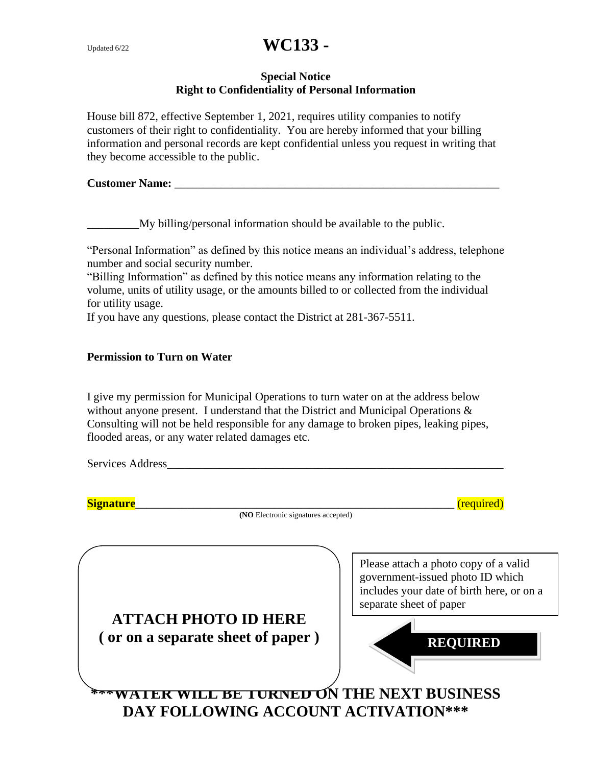Updated 6/22

# WC133 -

**Special Notice**
**Right to Confidentiality of Personal Information**

House bill 872, effective September 1, 2021, requires utility companies to notify customers of their right to confidentiality. You are hereby informed that your billing information and personal records are kept confidential unless you request in writing that they become accessible to the public.

**Customer Name:** ___________________________________________________________

_________My billing/personal information should be available to the public.

"Personal Information" as defined by this notice means an individual's address, telephone number and social security number.
"Billing Information" as defined by this notice means any information relating to the volume, units of utility usage, or the amounts billed to or collected from the individual for utility usage.
If you have any questions, please contact the District at 281-367-5511.

**Permission to Turn on Water**

I give my permission for Municipal Operations to turn water on at the address below without anyone present. I understand that the District and Municipal Operations & Consulting will not be held responsible for any damage to broken pipes, leaking pipes, flooded areas, or any water related damages etc.

Services Address____________________________________________________________

**Signature**_________________________________________________________ (required)

(**NO** Electronic signatures accepted)

**ATTACH PHOTO ID HERE**
**( or on a separate sheet of paper )**

Please attach a photo copy of a valid government-issued photo ID which includes your date of birth here, or on a separate sheet of paper

**REQUIRED**

**\*\*\*WATER WILL BE TURNED ON THE NEXT BUSINESS DAY FOLLOWING ACCOUNT ACTIVATION\*\*\***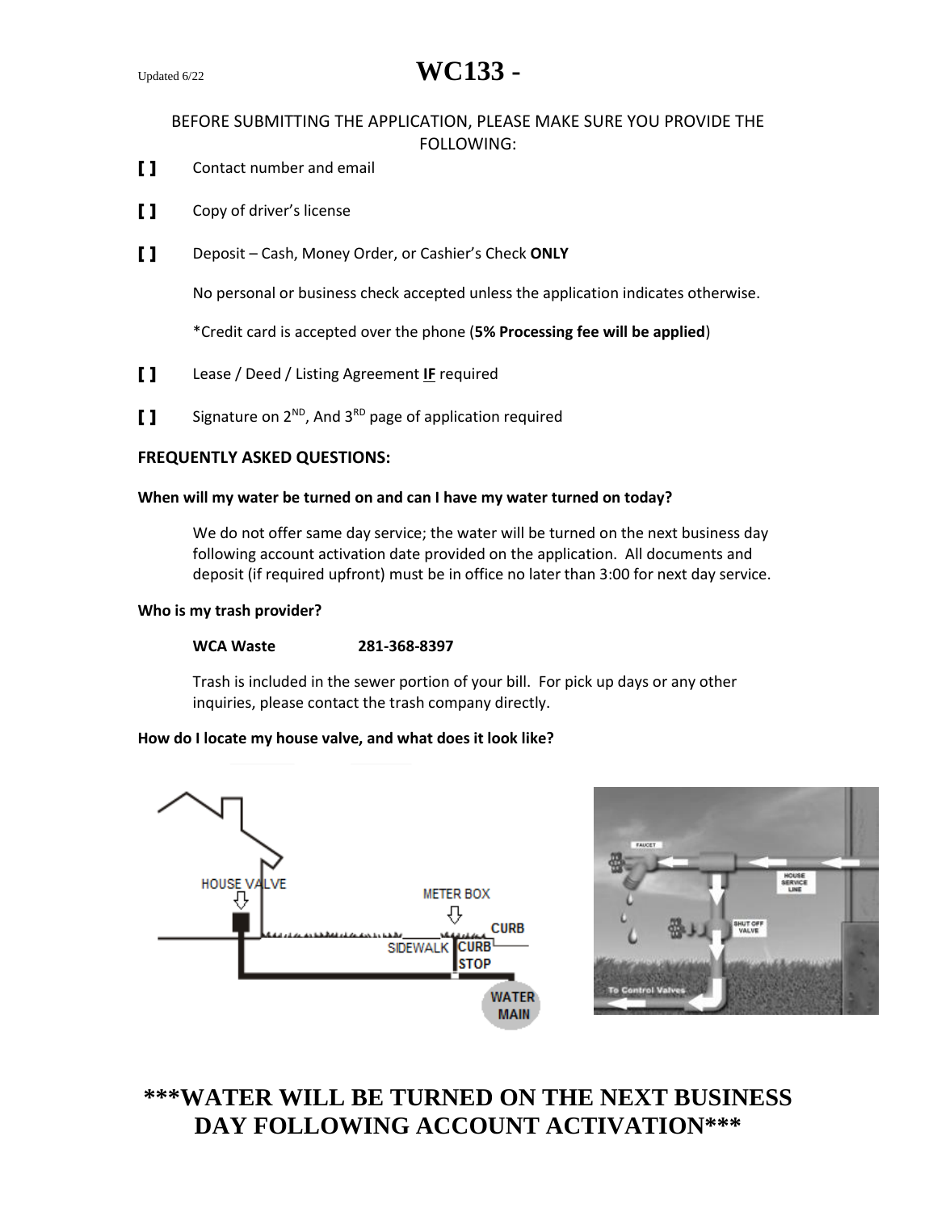Updated 6/22

# WC133 -

BEFORE SUBMITTING THE APPLICATION, PLEASE MAKE SURE YOU PROVIDE THE FOLLOWING:

[ ] Contact number and email

[ ] Copy of driver's license

[ ] Deposit – Cash, Money Order, or Cashier's Check **ONLY**

No personal or business check accepted unless the application indicates otherwise.

*Credit card is accepted over the phone (**5% Processing fee will be applied**)

[ ] Lease / Deed / Listing Agreement **IF** required

[ ] Signature on 2ND, And 3RD page of application required

## FREQUENTLY ASKED QUESTIONS:

**When will my water be turned on and can I have my water turned on today?**

We do not offer same day service; the water will be turned on the next business day following account activation date provided on the application. All documents and deposit (if required upfront) must be in office no later than 3:00 for next day service.

**Who is my trash provider?**

**WCA Waste 281-368-8397**

Trash is included in the sewer portion of your bill. For pick up days or any other inquiries, please contact the trash company directly.

**How do I locate my house valve, and what does it look like?**

HOUSE VALVE
METER BOX
CURB
SIDEWALK
CURB STOP
WATER MAIN

FAUCET
HOUSE SERVICE LINE
SHUT OFF VALVE
To Control Valves

# ***WATER WILL BE TURNED ON THE NEXT BUSINESS DAY FOLLOWING ACCOUNT ACTIVATION***